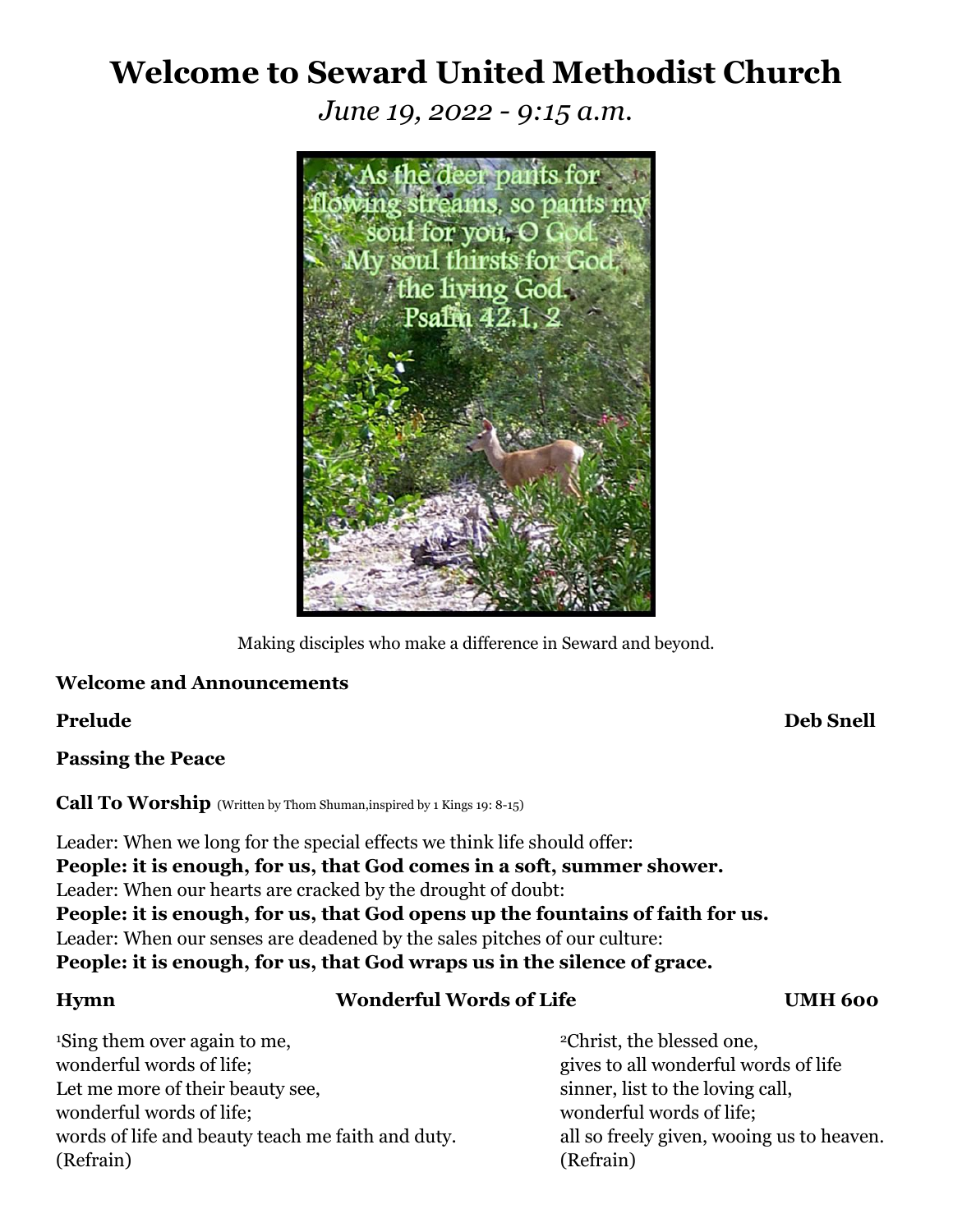# Welcome to Seward United Methodist Church

*June 19, 2022 - 9:15 a.m.*

Making disciples who make a difference in Seward and beyond.

**Welcome and Announcements**

**Prelude** **Deb Snell**

**Passing the Peace**

**Call To Worship** (Written by Thom Shuman,inspired by 1 Kings 19: 8-15)

Leader: When we long for the special effects we think life should offer:
**People: it is enough, for us, that God comes in a soft, summer shower.**
Leader: When our hearts are cracked by the drought of doubt:
**People: it is enough, for us, that God opens up the fountains of faith for us.**
Leader: When our senses are deadened by the sales pitches of our culture:
**People: it is enough, for us, that God wraps us in the silence of grace.**

**Hymn** **Wonderful Words of Life** **UMH 600**

[1]Sing them over again to me,
wonderful words of life;
Let me more of their beauty see,
wonderful words of life;
words of life and beauty teach me faith and duty.
(Refrain)

[2]Christ, the blessed one,
gives to all wonderful words of life
sinner, list to the loving call,
wonderful words of life;
all so freely given, wooing us to heaven.
(Refrain)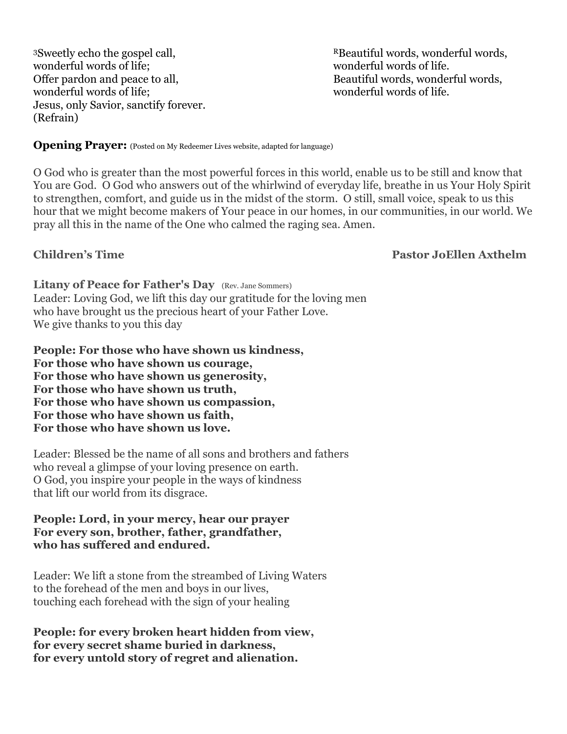3Sweetly echo the gospel call,
wonderful words of life;
Offer pardon and peace to all,
wonderful words of life;
Jesus, only Savior, sanctify forever.
(Refrain)

RBeautiful words, wonderful words,
wonderful words of life.
Beautiful words, wonderful words,
wonderful words of life.

**Opening Prayer:** (Posted on My Redeemer Lives website, adapted for language)

O God who is greater than the most powerful forces in this world, enable us to be still and know that You are God. O God who answers out of the whirlwind of everyday life, breathe in us Your Holy Spirit to strengthen, comfort, and guide us in the midst of the storm. O still, small voice, speak to us this hour that we might become makers of Your peace in our homes, in our communities, in our world. We pray all this in the name of the One who calmed the raging sea. Amen.

**Children's Time** **Pastor JoEllen Axthelm**

**Litany of Peace for Father's Day** (Rev. Jane Sommers)

Leader: Loving God, we lift this day our gratitude for the loving men
who have brought us the precious heart of your Father Love.
We give thanks to you this day

**People: For those who have shown us kindness,**
**For those who have shown us courage,**
**For those who have shown us generosity,**
**For those who have shown us truth,**
**For those who have shown us compassion,**
**For those who have shown us faith,**
**For those who have shown us love.**

Leader: Blessed be the name of all sons and brothers and fathers
who reveal a glimpse of your loving presence on earth.
O God, you inspire your people in the ways of kindness
that lift our world from its disgrace.

**People: Lord, in your mercy, hear our prayer**
**For every son, brother, father, grandfather,**
**who has suffered and endured.**

Leader: We lift a stone from the streambed of Living Waters
to the forehead of the men and boys in our lives,
touching each forehead with the sign of your healing

**People: for every broken heart hidden from view,**
**for every secret shame buried in darkness,**
**for every untold story of regret and alienation.**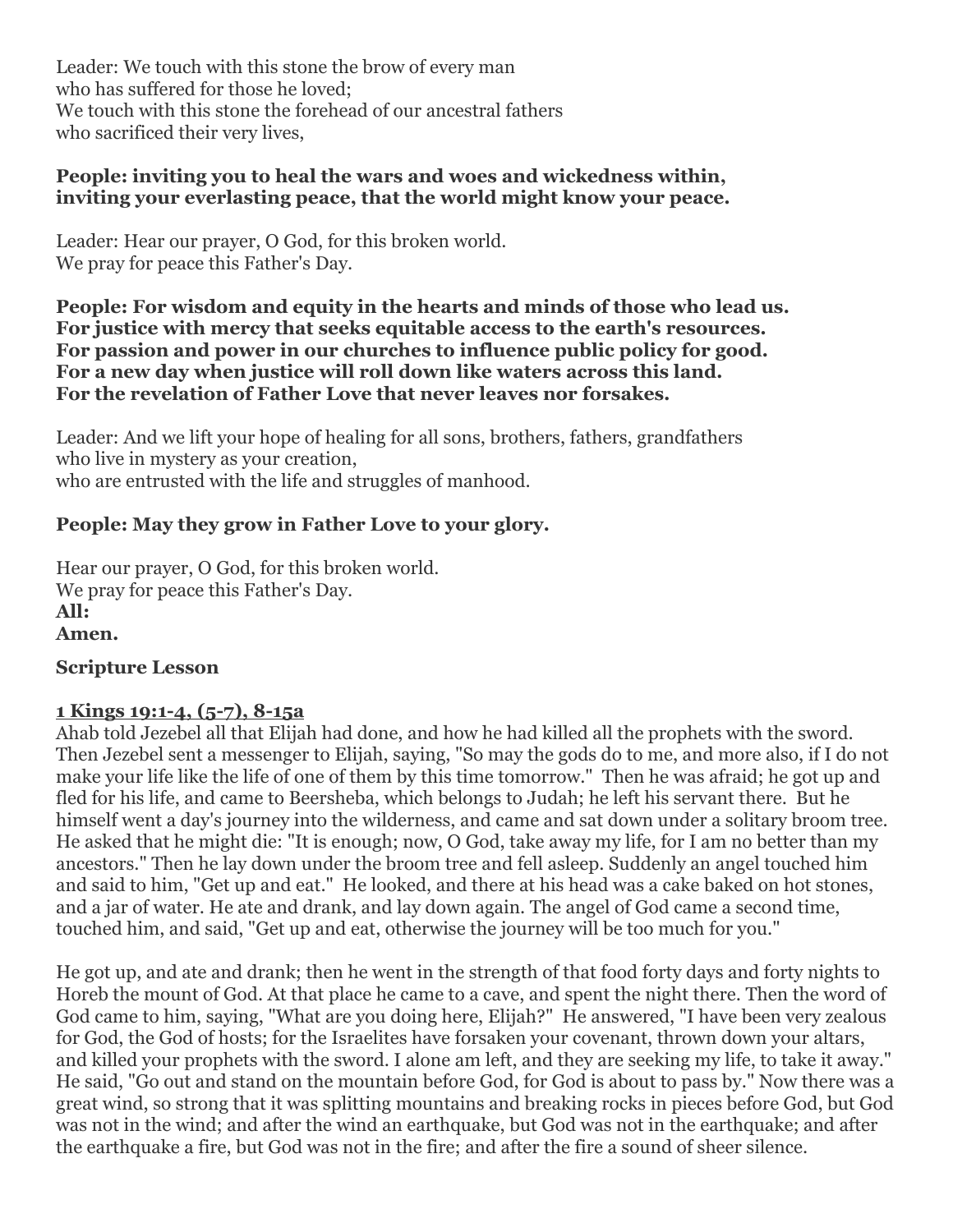Leader: We touch with this stone the brow of every man
who has suffered for those he loved;
We touch with this stone the forehead of our ancestral fathers
who sacrificed their very lives,

**People: inviting you to heal the wars and woes and wickedness within,
inviting your everlasting peace, that the world might know your peace.**

Leader: Hear our prayer, O God, for this broken world.
We pray for peace this Father's Day.

**People: For wisdom and equity in the hearts and minds of those who lead us.
For justice with mercy that seeks equitable access to the earth's resources.
For passion and power in our churches to influence public policy for good.
For a new day when justice will roll down like waters across this land.
For the revelation of Father Love that never leaves nor forsakes.**

Leader: And we lift your hope of healing for all sons, brothers, fathers, grandfathers
who live in mystery as your creation,
who are entrusted with the life and struggles of manhood.

**People: May they grow in Father Love to your glory.**

Hear our prayer, O God, for this broken world.
We pray for peace this Father's Day.
**All:**
**Amen.**

**Scripture Lesson**

**1 Kings 19:1-4, (5-7), 8-15a**
Ahab told Jezebel all that Elijah had done, and how he had killed all the prophets with the sword. Then Jezebel sent a messenger to Elijah, saying, "So may the gods do to me, and more also, if I do not make your life like the life of one of them by this time tomorrow." Then he was afraid; he got up and fled for his life, and came to Beersheba, which belongs to Judah; he left his servant there. But he himself went a day's journey into the wilderness, and came and sat down under a solitary broom tree. He asked that he might die: "It is enough; now, O God, take away my life, for I am no better than my ancestors." Then he lay down under the broom tree and fell asleep. Suddenly an angel touched him and said to him, "Get up and eat." He looked, and there at his head was a cake baked on hot stones, and a jar of water. He ate and drank, and lay down again. The angel of God came a second time, touched him, and said, "Get up and eat, otherwise the journey will be too much for you."

He got up, and ate and drank; then he went in the strength of that food forty days and forty nights to Horeb the mount of God. At that place he came to a cave, and spent the night there. Then the word of God came to him, saying, "What are you doing here, Elijah?" He answered, "I have been very zealous for God, the God of hosts; for the Israelites have forsaken your covenant, thrown down your altars, and killed your prophets with the sword. I alone am left, and they are seeking my life, to take it away." He said, "Go out and stand on the mountain before God, for God is about to pass by." Now there was a great wind, so strong that it was splitting mountains and breaking rocks in pieces before God, but God was not in the wind; and after the wind an earthquake, but God was not in the earthquake; and after the earthquake a fire, but God was not in the fire; and after the fire a sound of sheer silence.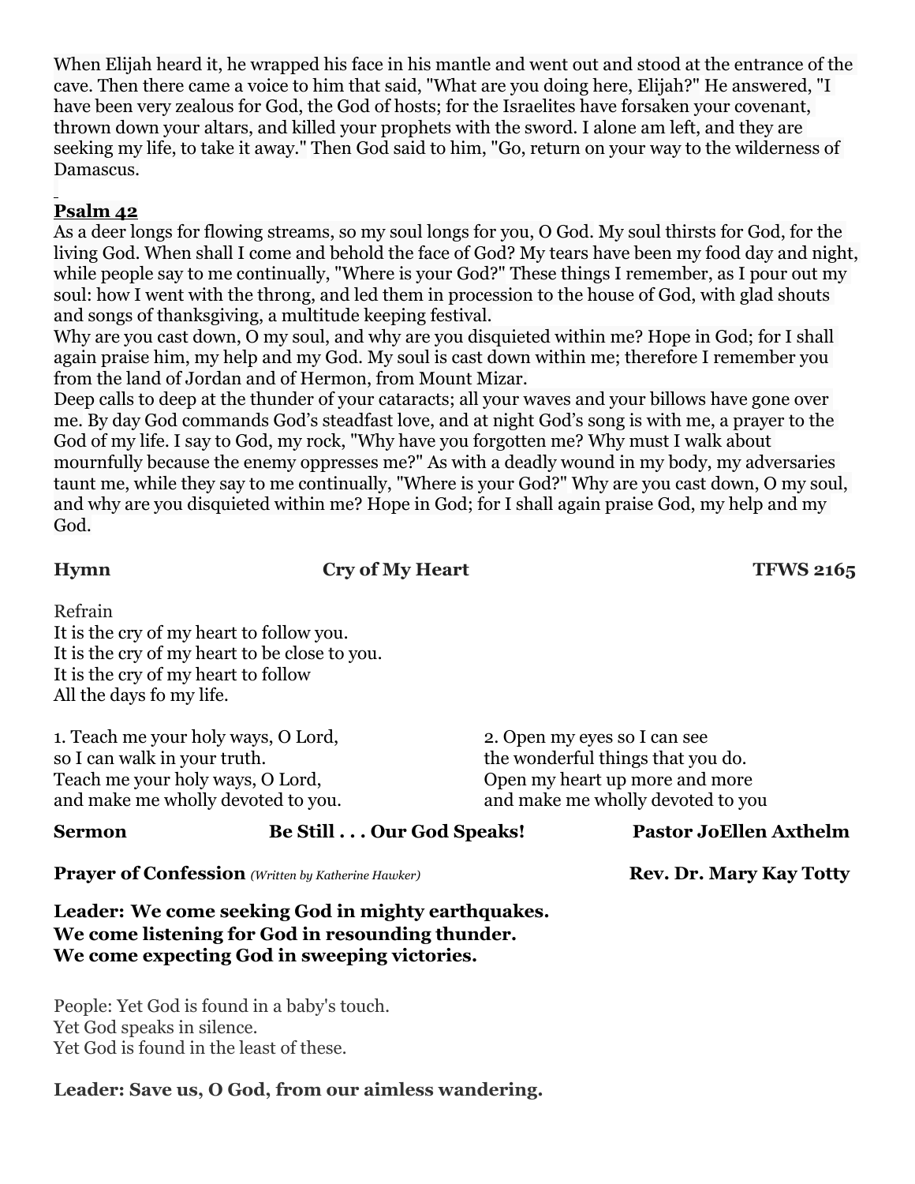When Elijah heard it, he wrapped his face in his mantle and went out and stood at the entrance of the cave. Then there came a voice to him that said, "What are you doing here, Elijah?" He answered, "I have been very zealous for God, the God of hosts; for the Israelites have forsaken your covenant, thrown down your altars, and killed your prophets with the sword. I alone am left, and they are seeking my life, to take it away." Then God said to him, "Go, return on your way to the wilderness of Damascus.

**Psalm 42**

As a deer longs for flowing streams, so my soul longs for you, O God. My soul thirsts for God, for the living God. When shall I come and behold the face of God? My tears have been my food day and night, while people say to me continually, "Where is your God?" These things I remember, as I pour out my soul: how I went with the throng, and led them in procession to the house of God, with glad shouts and songs of thanksgiving, a multitude keeping festival.

Why are you cast down, O my soul, and why are you disquieted within me? Hope in God; for I shall again praise him, my help and my God. My soul is cast down within me; therefore I remember you from the land of Jordan and of Hermon, from Mount Mizar.

Deep calls to deep at the thunder of your cataracts; all your waves and your billows have gone over me. By day God commands God's steadfast love, and at night God's song is with me, a prayer to the God of my life. I say to God, my rock, "Why have you forgotten me? Why must I walk about mournfully because the enemy oppresses me?" As with a deadly wound in my body, my adversaries taunt me, while they say to me continually, "Where is your God?" Why are you cast down, O my soul, and why are you disquieted within me? Hope in God; for I shall again praise God, my help and my God.

**Hymn** **Cry of My Heart** **TFWS 2165**

Refrain
It is the cry of my heart to follow you.
It is the cry of my heart to be close to you.
It is the cry of my heart to follow
All the days fo my life.

1. Teach me your holy ways, O Lord,
so I can walk in your truth.
Teach me your holy ways, O Lord,
and make me wholly devoted to you.

2. Open my eyes so I can see
the wonderful things that you do.
Open my heart up more and more
and make me wholly devoted to you

**Sermon** **Be Still . . . Our God Speaks!** **Pastor JoEllen Axthelm**

**Prayer of Confession** *(Written by Katherine Hawker)* **Rev. Dr. Mary Kay Totty**

**Leader: We come seeking God in mighty earthquakes.**
**We come listening for God in resounding thunder.**
**We come expecting God in sweeping victories.**

People: Yet God is found in a baby's touch.
Yet God speaks in silence.
Yet God is found in the least of these.

**Leader: Save us, O God, from our aimless wandering.**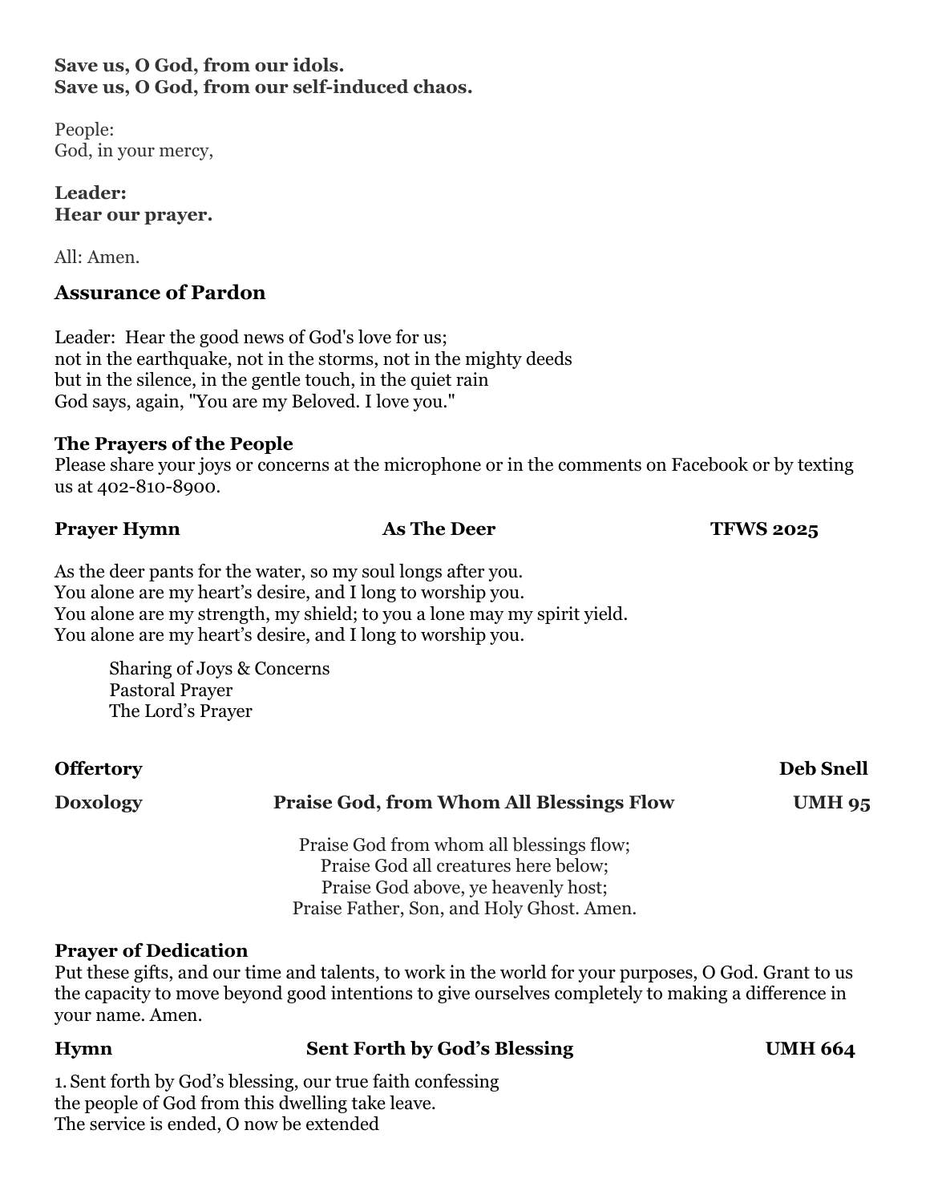**Save us, O God, from our idols.**
**Save us, O God, from our self-induced chaos.**

People:
God, in your mercy,

**Leader:**
**Hear our prayer.**

All: Amen.

## Assurance of Pardon

Leader: Hear the good news of God's love for us;
not in the earthquake, not in the storms, not in the mighty deeds
but in the silence, in the gentle touch, in the quiet rain
God says, again, "You are my Beloved. I love you."

**The Prayers of the People**
Please share your joys or concerns at the microphone or in the comments on Facebook or by texting us at 402-810-8900.

**Prayer Hymn** **As The Deer** **TFWS 2025**

As the deer pants for the water, so my soul longs after you.
You alone are my heart's desire, and I long to worship you.
You alone are my strength, my shield; to you a lone may my spirit yield.
You alone are my heart's desire, and I long to worship you.

Sharing of Joys & Concerns
Pastoral Prayer
The Lord's Prayer

**Offertory** **Deb Snell**

**Doxology** **Praise God, from Whom All Blessings Flow** **UMH 95**

Praise God from whom all blessings flow;
Praise God all creatures here below;
Praise God above, ye heavenly host;
Praise Father, Son, and Holy Ghost. Amen.

**Prayer of Dedication**
Put these gifts, and our time and talents, to work in the world for your purposes, O God. Grant to us the capacity to move beyond good intentions to give ourselves completely to making a difference in your name. Amen.

**Hymn** **Sent Forth by God's Blessing** **UMH 664**

1. Sent forth by God's blessing, our true faith confessing
the people of God from this dwelling take leave.
The service is ended, O now be extended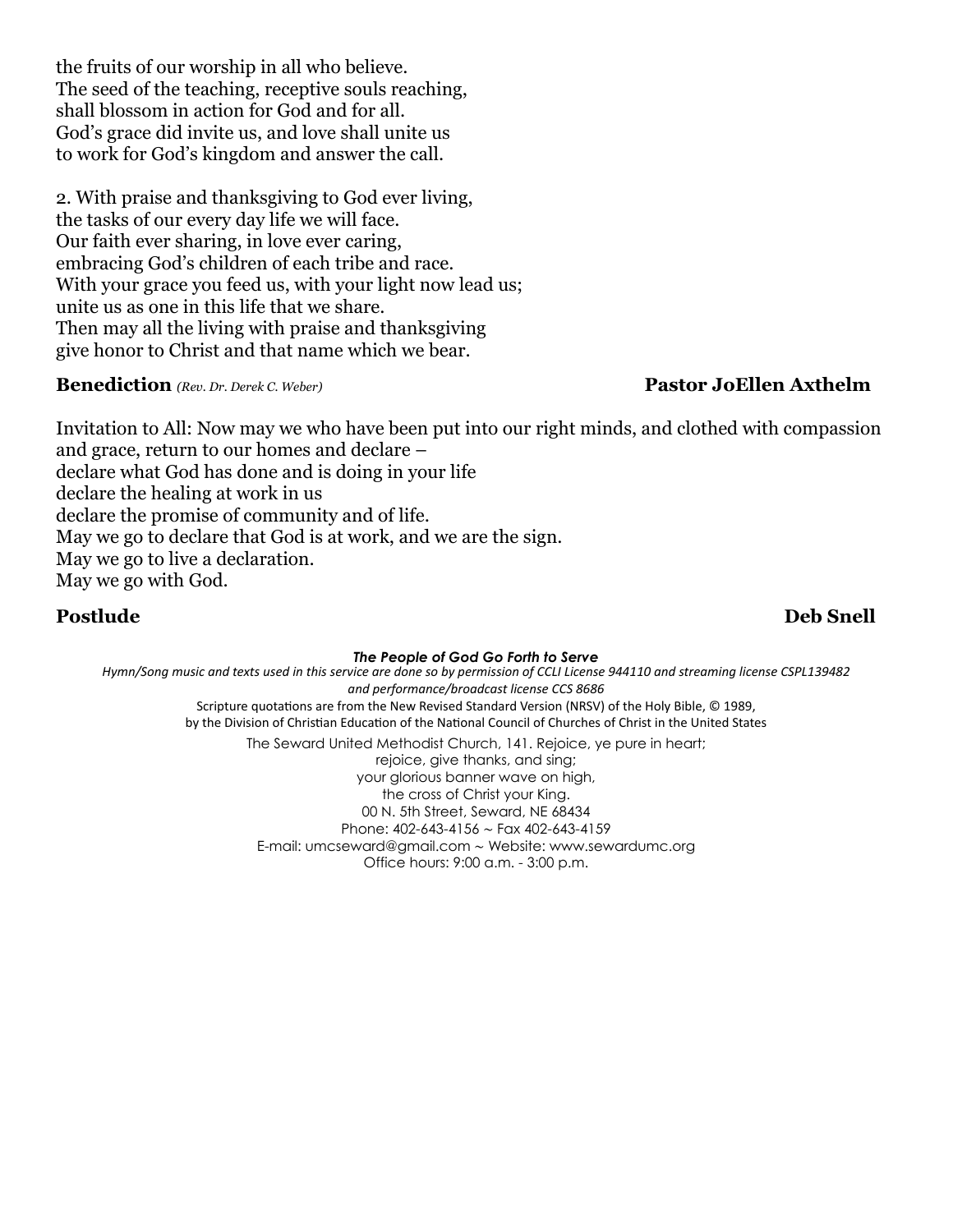the fruits of our worship in all who believe.
The seed of the teaching, receptive souls reaching,
shall blossom in action for God and for all.
God's grace did invite us, and love shall unite us
to work for God's kingdom and answer the call.

2. With praise and thanksgiving to God ever living,
the tasks of our every day life we will face.
Our faith ever sharing, in love ever caring,
embracing God's children of each tribe and race.
With your grace you feed us, with your light now lead us;
unite us as one in this life that we share.
Then may all the living with praise and thanksgiving
give honor to Christ and that name which we bear.

**Benediction** *(Rev. Dr. Derek C. Weber)* **Pastor JoEllen Axthelm**

Invitation to All: Now may we who have been put into our right minds, and clothed with compassion and grace, return to our homes and declare –
declare what God has done and is doing in your life
declare the healing at work in us
declare the promise of community and of life.
May we go to declare that God is at work, and we are the sign.
May we go to live a declaration.
May we go with God.

**Postlude** **Deb Snell**

***The People of God Go Forth to Serve***

*Hymn/Song music and texts used in this service are done so by permission of CCLI License 944110 and streaming license CSPL139482 and performance/broadcast license CCS 8686*

Scripture quotations are from the New Revised Standard Version (NRSV) of the Holy Bible, © 1989, by the Division of Christian Education of the National Council of Churches of Christ in the United States

The Seward United Methodist Church, 141. Rejoice, ye pure in heart;
rejoice, give thanks, and sing;
your glorious banner wave on high,
the cross of Christ your King.
00 N. 5th Street, Seward, NE 68434
Phone: 402-643-4156 ~ Fax 402-643-4159
E-mail: umcseward@gmail.com ~ Website: www.sewardumc.org
Office hours: 9:00 a.m. - 3:00 p.m.